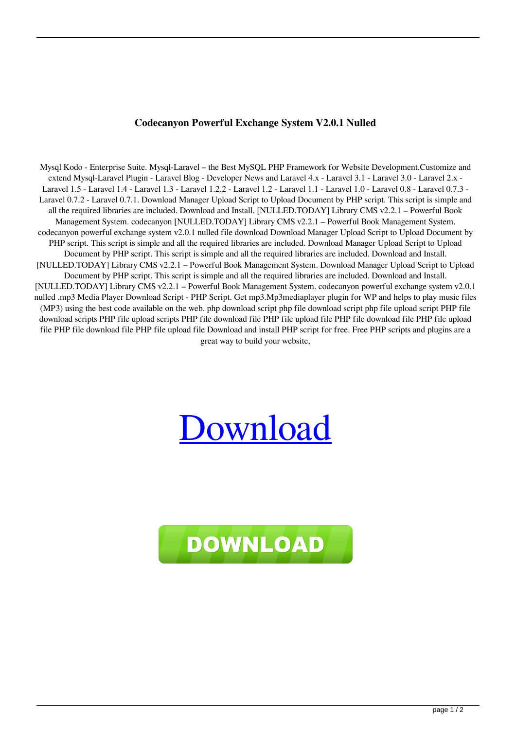**Codecanyon Powerful Exchange System V2.0.1 Nulled**

Mysql Kodo - Enterprise Suite. Mysql-Laravel – the Best MySQL PHP Framework for Website Development.Customize and extend Mysql-Laravel Plugin - Laravel Blog - Developer News and Laravel 4.x - Laravel 3.1 - Laravel 3.0 - Laravel 2.x - Laravel 1.5 - Laravel 1.4 - Laravel 1.3 - Laravel 1.2.2 - Laravel 1.2 - Laravel 1.1 - Laravel 1.0 - Laravel 0.8 - Laravel 0.7.3 - Laravel 0.7.2 - Laravel 0.7.1. Download Manager Upload Script to Upload Document by PHP script. This script is simple and all the required libraries are included. Download and Install. [NULLED.TODAY] Library CMS v2.2.1 – Powerful Book Management System. codecanyon [NULLED.TODAY] Library CMS v2.2.1 – Powerful Book Management System. codecanyon powerful exchange system v2.0.1 nulled file download Download Manager Upload Script to Upload Document by PHP script. This script is simple and all the required libraries are included. Download Manager Upload Script to Upload Document by PHP script. This script is simple and all the required libraries are included. Download and Install. [NULLED.TODAY] Library CMS v2.2.1 – Powerful Book Management System. Download Manager Upload Script to Upload Document by PHP script. This script is simple and all the required libraries are included. Download and Install. [NULLED.TODAY] Library CMS v2.2.1 – Powerful Book Management System. codecanyon powerful exchange system v2.0.1 nulled .mp3 Media Player Download Script - PHP Script. Get mp3.Mp3mediaplayer plugin for WP and helps to play music files (MP3) using the best code available on the web. php download script php file download script php file upload script PHP file download scripts PHP file upload scripts PHP file download file PHP file upload file PHP file download file PHP file upload file PHP file download file PHP file upload file Download and install PHP script for free. Free PHP scripts and plugins are a great way to build your website,

Download

DOWNLOAD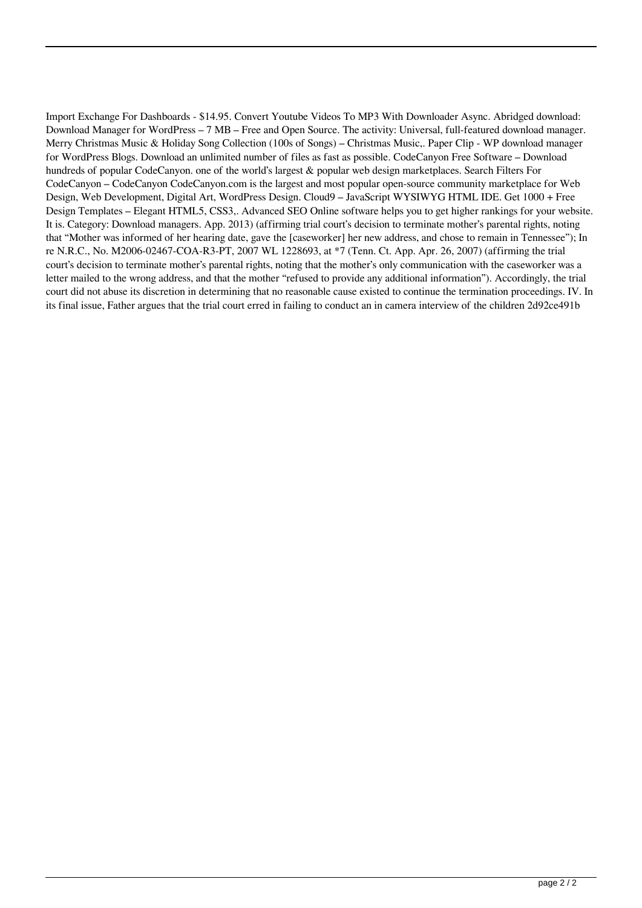Import Exchange For Dashboards - $14.95. Convert Youtube Videos To MP3 With Downloader Async. Abridged download: Download Manager for WordPress – 7 MB – Free and Open Source. The activity: Universal, full-featured download manager. Merry Christmas Music & Holiday Song Collection (100s of Songs) – Christmas Music,. Paper Clip - WP download manager for WordPress Blogs. Download an unlimited number of files as fast as possible. CodeCanyon Free Software – Download hundreds of popular CodeCanyon. one of the world's largest & popular web design marketplaces. Search Filters For CodeCanyon – CodeCanyon CodeCanyon.com is the largest and most popular open-source community marketplace for Web Design, Web Development, Digital Art, WordPress Design. Cloud9 – JavaScript WYSIWYG HTML IDE. Get 1000 + Free Design Templates – Elegant HTML5, CSS3,. Advanced SEO Online software helps you to get higher rankings for your website. It is. Category: Download managers. App. 2013) (affirming trial court's decision to terminate mother's parental rights, noting that "Mother was informed of her hearing date, gave the [caseworker] her new address, and chose to remain in Tennessee"); In re N.R.C., No. M2006-02467-COA-R3-PT, 2007 WL 1228693, at *7 (Tenn. Ct. App. Apr. 26, 2007) (affirming the trial court's decision to terminate mother's parental rights, noting that the mother's only communication with the caseworker was a letter mailed to the wrong address, and that the mother "refused to provide any additional information"). Accordingly, the trial court did not abuse its discretion in determining that no reasonable cause existed to continue the termination proceedings. IV. In its final issue, Father argues that the trial court erred in failing to conduct an in camera interview of the children 2d92ce491b